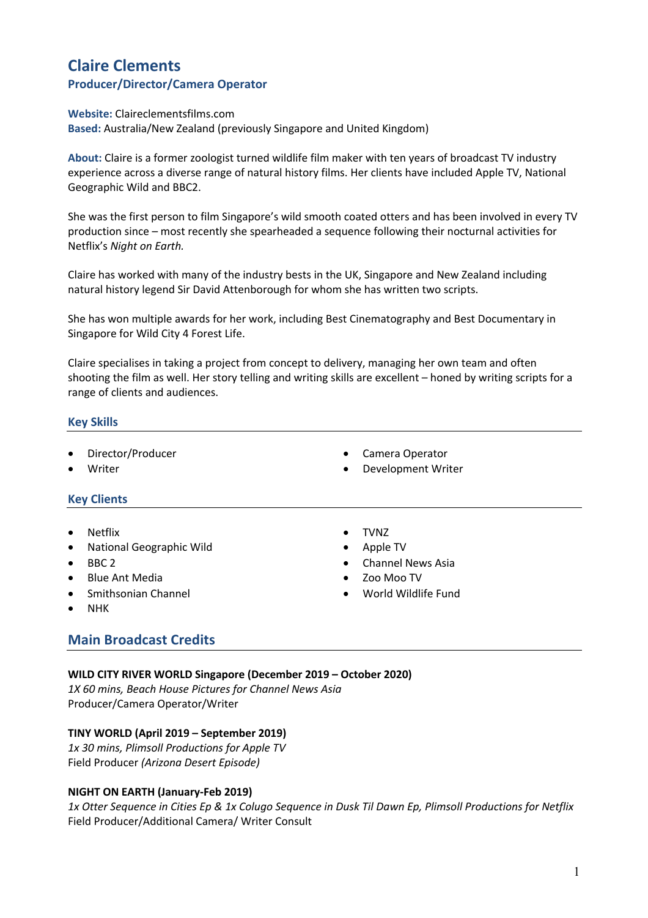# Claire Clements

### Producer/Director/Camera Operator

**Website:** Claireclementsfilms.com
**Based:** Australia/New Zealand (previously Singapore and United Kingdom)

**About:** Claire is a former zoologist turned wildlife film maker with ten years of broadcast TV industry experience across a diverse range of natural history films. Her clients have included Apple TV, National Geographic Wild and BBC2.

She was the first person to film Singapore's wild smooth coated otters and has been involved in every TV production since – most recently she spearheaded a sequence following their nocturnal activities for Netflix's *Night on Earth.*

Claire has worked with many of the industry bests in the UK, Singapore and New Zealand including natural history legend Sir David Attenborough for whom she has written two scripts.

She has won multiple awards for her work, including Best Cinematography and Best Documentary in Singapore for Wild City 4 Forest Life.

Claire specialises in taking a project from concept to delivery, managing her own team and often shooting the film as well. Her story telling and writing skills are excellent – honed by writing scripts for a range of clients and audiences.

### Key Skills

- Director/Producer
- Writer
- Camera Operator
- Development Writer

### Key Clients

- Netflix
- National Geographic Wild
- BBC 2
- Blue Ant Media
- Smithsonian Channel
- NHK
- TVNZ
- Apple TV
- Channel News Asia
- Zoo Moo TV
- World Wildlife Fund

## Main Broadcast Credits

**WILD CITY RIVER WORLD Singapore (December 2019 – October 2020)**
*1X 60 mins, Beach House Pictures for Channel News Asia*
Producer/Camera Operator/Writer

**TINY WORLD (April 2019 – September 2019)**
*1x 30 mins, Plimsoll Productions for Apple TV*
Field Producer *(Arizona Desert Episode)*

**NIGHT ON EARTH (January-Feb 2019)**
*1x Otter Sequence in Cities Ep & 1x Colugo Sequence in Dusk Til Dawn Ep, Plimsoll Productions for Netflix*
Field Producer/Additional Camera/ Writer Consult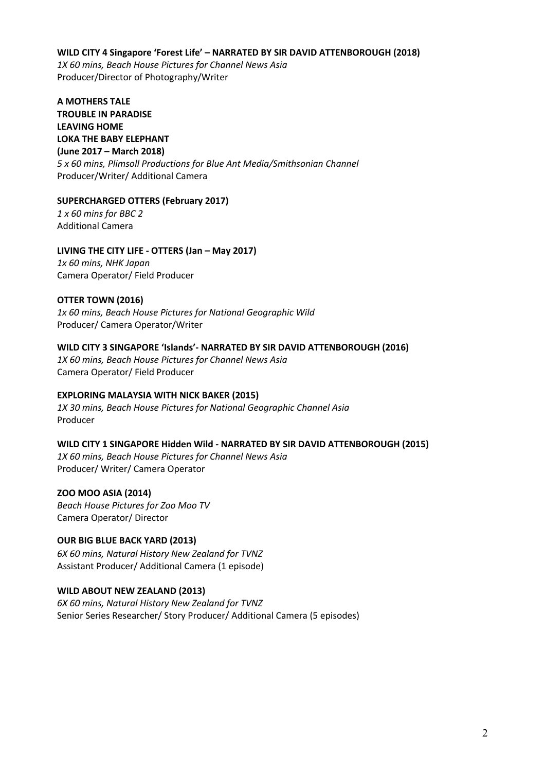**WILD CITY 4 Singapore 'Forest Life' – NARRATED BY SIR DAVID ATTENBOROUGH (2018)**
*1X 60 mins, Beach House Pictures for Channel News Asia*
Producer/Director of Photography/Writer

**A MOTHERS TALE**
**TROUBLE IN PARADISE**
**LEAVING HOME**
**LOKA THE BABY ELEPHANT**
**(June 2017 – March 2018)**
*5 x 60 mins, Plimsoll Productions for Blue Ant Media/Smithsonian Channel*
Producer/Writer/ Additional Camera

**SUPERCHARGED OTTERS (February 2017)**
*1 x 60 mins for BBC 2*
Additional Camera

**LIVING THE CITY LIFE - OTTERS (Jan – May 2017)**
*1x 60 mins, NHK Japan*
Camera Operator/ Field Producer

**OTTER TOWN (2016)**
*1x 60 mins, Beach House Pictures for National Geographic Wild*
Producer/ Camera Operator/Writer

**WILD CITY 3 SINGAPORE 'Islands'- NARRATED BY SIR DAVID ATTENBOROUGH (2016)**
*1X 60 mins, Beach House Pictures for Channel News Asia*
Camera Operator/ Field Producer

**EXPLORING MALAYSIA WITH NICK BAKER (2015)**
*1X 30 mins, Beach House Pictures for National Geographic Channel Asia*
Producer

**WILD CITY 1 SINGAPORE Hidden Wild - NARRATED BY SIR DAVID ATTENBOROUGH (2015)**
*1X 60 mins, Beach House Pictures for Channel News Asia*
Producer/ Writer/ Camera Operator

**ZOO MOO ASIA (2014)**
*Beach House Pictures for Zoo Moo TV*
Camera Operator/ Director

**OUR BIG BLUE BACK YARD (2013)**
*6X 60 mins, Natural History New Zealand for TVNZ*
Assistant Producer/ Additional Camera (1 episode)

**WILD ABOUT NEW ZEALAND (2013)**
*6X 60 mins, Natural History New Zealand for TVNZ*
Senior Series Researcher/ Story Producer/ Additional Camera (5 episodes)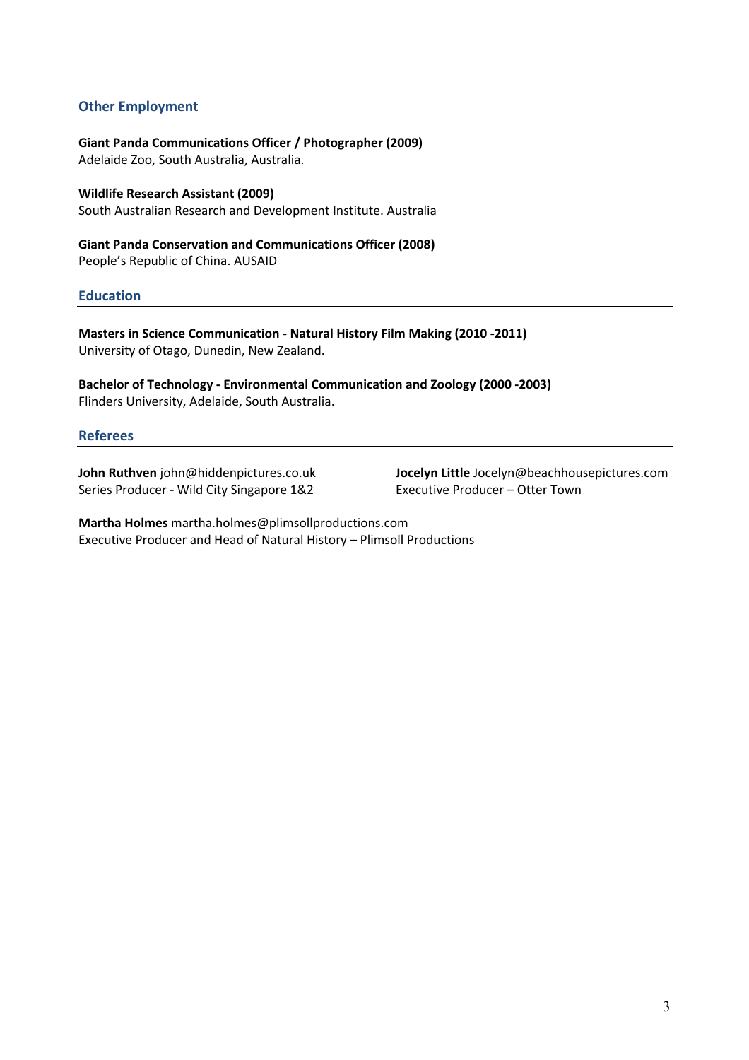## Other Employment

**Giant Panda Communications Officer / Photographer (2009)**
Adelaide Zoo, South Australia, Australia.

**Wildlife Research Assistant (2009)**
South Australian Research and Development Institute. Australia

**Giant Panda Conservation and Communications Officer (2008)**
People's Republic of China. AUSAID

## Education

**Masters in Science Communication - Natural History Film Making (2010 -2011)**
University of Otago, Dunedin, New Zealand.

**Bachelor of Technology - Environmental Communication and Zoology (2000 -2003)**
Flinders University, Adelaide, South Australia.

## Referees

**John Ruthven** john@hiddenpictures.co.uk
Series Producer - Wild City Singapore 1&2

**Jocelyn Little** Jocelyn@beachhousepictures.com
Executive Producer – Otter Town

**Martha Holmes** martha.holmes@plimsollproductions.com
Executive Producer and Head of Natural History – Plimsoll Productions